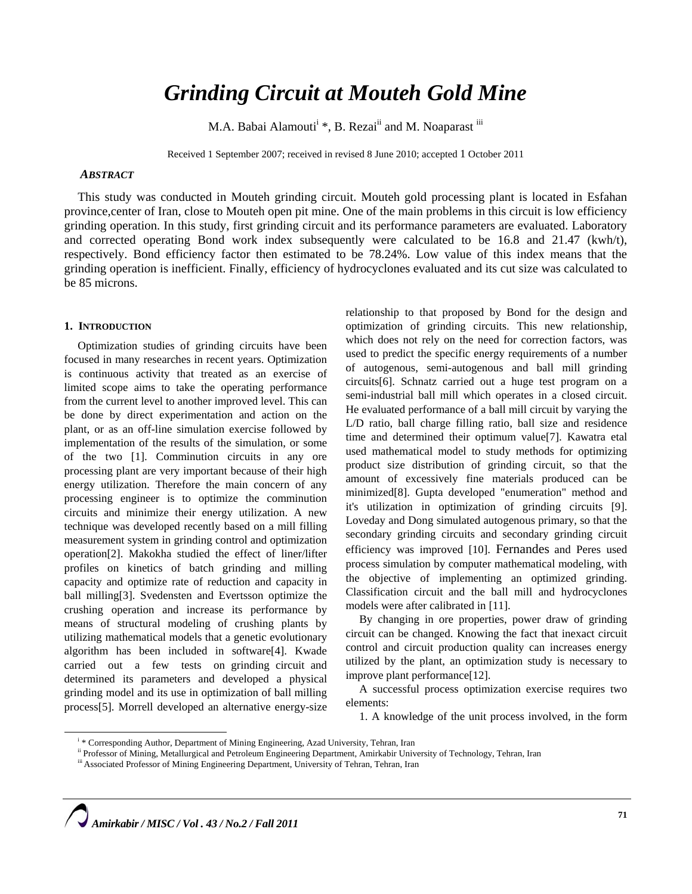# *Grinding Circuit at Mouteh Gold Mine*

M.A. Babai Alamouti[i] *, B. Rezai[ii] and M. Noaparast [iii]

Received 1 September 2007; received in revised 8 June 2010; accepted 1 October 2011

### *ABSTRACT*

This study was conducted in Mouteh grinding circuit. Mouteh gold processing plant is located in Esfahan province,center of Iran, close to Mouteh open pit mine. One of the main problems in this circuit is low efficiency grinding operation. In this study, first grinding circuit and its performance parameters are evaluated. Laboratory and corrected operating Bond work index subsequently were calculated to be 16.8 and 21.47 (kwh/t), respectively. Bond efficiency factor then estimated to be 78.24%. Low value of this index means that the grinding operation is inefficient. Finally, efficiency of hydrocyclones evaluated and its cut size was calculated to be 85 microns.

## 1. INTRODUCTION

Optimization studies of grinding circuits have been focused in many researches in recent years. Optimization is continuous activity that treated as an exercise of limited scope aims to take the operating performance from the current level to another improved level. This can be done by direct experimentation and action on the plant, or as an off-line simulation exercise followed by implementation of the results of the simulation, or some of the two [1]. Comminution circuits in any ore processing plant are very important because of their high energy utilization. Therefore the main concern of any processing engineer is to optimize the comminution circuits and minimize their energy utilization. A new technique was developed recently based on a mill filling measurement system in grinding control and optimization operation[2]. Makokha studied the effect of liner/lifter profiles on kinetics of batch grinding and milling capacity and optimize rate of reduction and capacity in ball milling[3]. Svedensten and Evertsson optimize the crushing operation and increase its performance by means of structural modeling of crushing plants by utilizing mathematical models that a genetic evolutionary algorithm has been included in software[4]. Kwade carried out a few tests on grinding circuit and determined its parameters and developed a physical grinding model and its use in optimization of ball milling process[5]. Morrell developed an alternative energy-size relationship to that proposed by Bond for the design and optimization of grinding circuits. This new relationship, which does not rely on the need for correction factors, was used to predict the specific energy requirements of a number of autogenous, semi-autogenous and ball mill grinding circuits[6]. Schnatz carried out a huge test program on a semi-industrial ball mill which operates in a closed circuit. He evaluated performance of a ball mill circuit by varying the L/D ratio, ball charge filling ratio, ball size and residence time and determined their optimum value[7]. Kawatra etal used mathematical model to study methods for optimizing product size distribution of grinding circuit, so that the amount of excessively fine materials produced can be minimized[8]. Gupta developed "enumeration" method and it's utilization in optimization of grinding circuits [9]. Loveday and Dong simulated autogenous primary, so that the secondary grinding circuits and secondary grinding circuit efficiency was improved [10]. Fernandes and Peres used process simulation by computer mathematical modeling, with the objective of implementing an optimized grinding. Classification circuit and the ball mill and hydrocyclones models were after calibrated in [11].

By changing in ore properties, power draw of grinding circuit can be changed. Knowing the fact that inexact circuit control and circuit production quality can increases energy utilized by the plant, an optimization study is necessary to improve plant performance[12].

A successful process optimization exercise requires two elements:

1. A knowledge of the unit process involved, in the form

---

[i] * Corresponding Author, Department of Mining Engineering, Azad University, Tehran, Iran

[ii] Professor of Mining, Metallurgical and Petroleum Engineering Department, Amirkabir University of Technology, Tehran, Iran

[iii] Associated Professor of Mining Engineering Department, University of Tehran, Tehran, Iran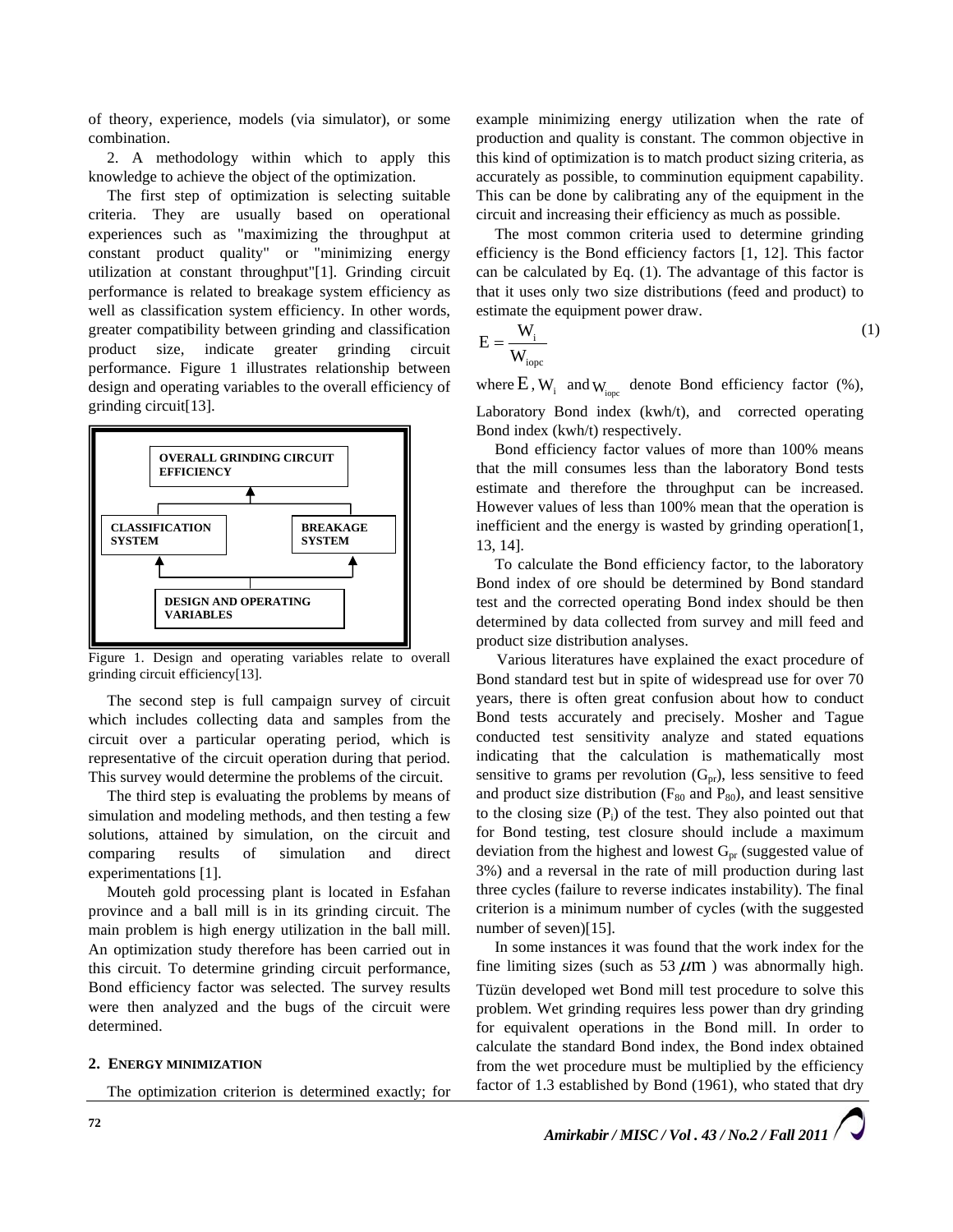of theory, experience, models (via simulator), or some combination.

2. A methodology within which to apply this knowledge to achieve the object of the optimization.

The first step of optimization is selecting suitable criteria. They are usually based on operational experiences such as "maximizing the throughput at constant product quality" or "minimizing energy utilization at constant throughput"[1]. Grinding circuit performance is related to breakage system efficiency as well as classification system efficiency. In other words, greater compatibility between grinding and classification product size, indicate greater grinding circuit performance. Figure 1 illustrates relationship between design and operating variables to the overall efficiency of grinding circuit[13].

OVERALL GRINDING CIRCUIT EFFICIENCY

CLASSIFICATION SYSTEM

BREAKAGE SYSTEM

DESIGN AND OPERATING VARIABLES

Figure 1. Design and operating variables relate to overall grinding circuit efficiency[13].

The second step is full campaign survey of circuit which includes collecting data and samples from the circuit over a particular operating period, which is representative of the circuit operation during that period. This survey would determine the problems of the circuit.

The third step is evaluating the problems by means of simulation and modeling methods, and then testing a few solutions, attained by simulation, on the circuit and comparing results of simulation and direct experimentations [1].

Mouteh gold processing plant is located in Esfahan province and a ball mill is in its grinding circuit. The main problem is high energy utilization in the ball mill. An optimization study therefore has been carried out in this circuit. To determine grinding circuit performance, Bond efficiency factor was selected. The survey results were then analyzed and the bugs of the circuit were determined.

## 2. Energy Minimization

The optimization criterion is determined exactly; for example minimizing energy utilization when the rate of production and quality is constant. The common objective in this kind of optimization is to match product sizing criteria, as accurately as possible, to comminution equipment capability. This can be done by calibrating any of the equipment in the circuit and increasing their efficiency as much as possible.

The most common criteria used to determine grinding efficiency is the Bond efficiency factors [1, 12]. This factor can be calculated by Eq. (1). The advantage of this factor is that it uses only two size distributions (feed and product) to estimate the equipment power draw.

$$E = \frac{W_i}{W_{iopc}} \tag{1}$$

where $E$, $W_i$ and $W_{iopc}$ denote Bond efficiency factor (%), Laboratory Bond index (kwh/t), and corrected operating Bond index (kwh/t) respectively.

Bond efficiency factor values of more than 100% means that the mill consumes less than the laboratory Bond tests estimate and therefore the throughput can be increased. However values of less than 100% mean that the operation is inefficient and the energy is wasted by grinding operation[1, 13, 14].

To calculate the Bond efficiency factor, to the laboratory Bond index of ore should be determined by Bond standard test and the corrected operating Bond index should be then determined by data collected from survey and mill feed and product size distribution analyses.

Various literatures have explained the exact procedure of Bond standard test but in spite of widespread use for over 70 years, there is often great confusion about how to conduct Bond tests accurately and precisely. Mosher and Tague conducted test sensitivity analyze and stated equations indicating that the calculation is mathematically most sensitive to grams per revolution ($G_{pr}$), less sensitive to feed and product size distribution ($F_{80}$ and $P_{80}$), and least sensitive to the closing size ($P_i$) of the test. They also pointed out that for Bond testing, test closure should include a maximum deviation from the highest and lowest $G_{pr}$ (suggested value of 3%) and a reversal in the rate of mill production during last three cycles (failure to reverse indicates instability). The final criterion is a minimum number of cycles (with the suggested number of seven)[15].

In some instances it was found that the work index for the fine limiting sizes (such as 53 $\mu m$ ) was abnormally high. Tüzün developed wet Bond mill test procedure to solve this problem. Wet grinding requires less power than dry grinding for equivalent operations in the Bond mill. In order to calculate the standard Bond index, the Bond index obtained from the wet procedure must be multiplied by the efficiency factor of 1.3 established by Bond (1961), who stated that dry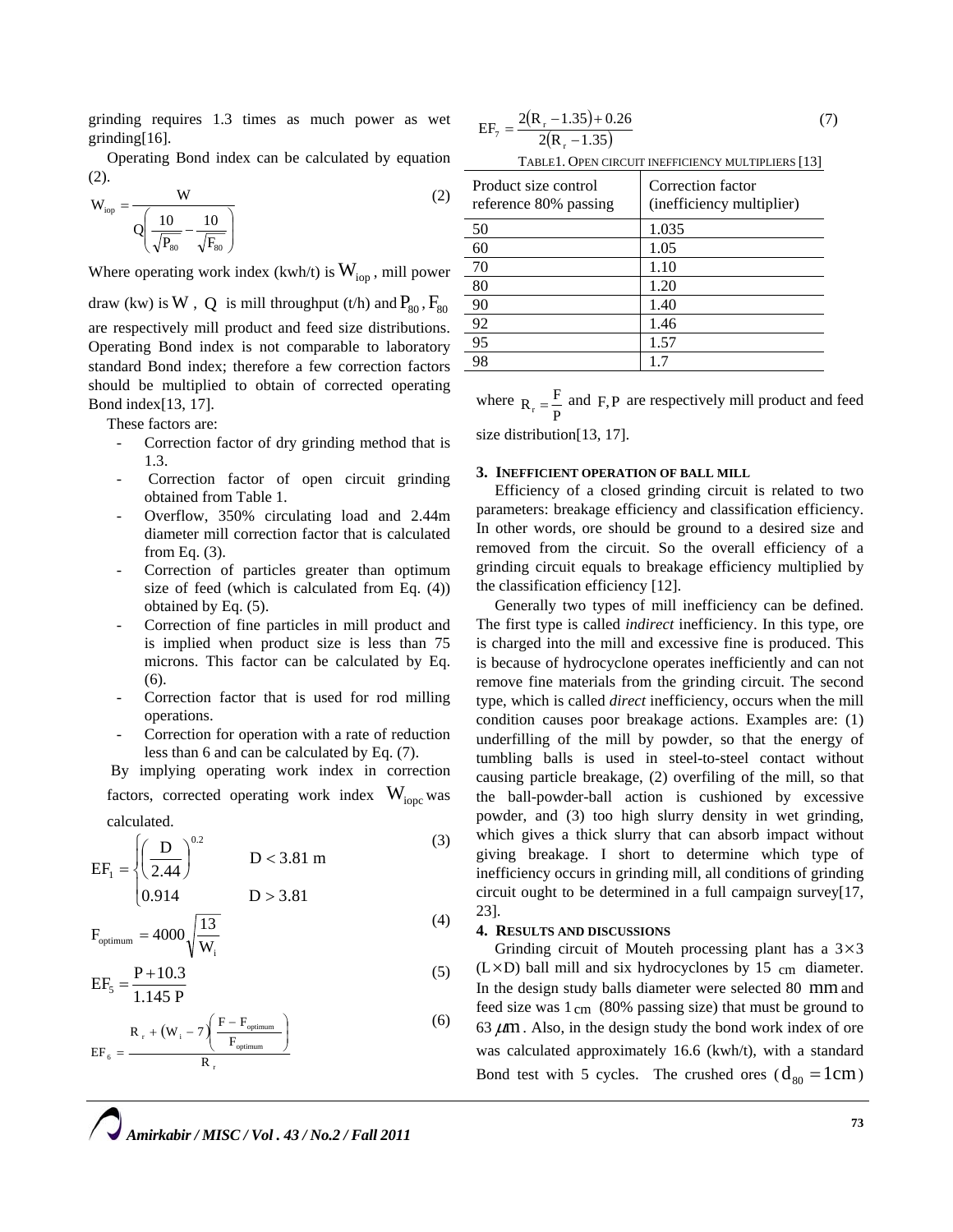grinding requires 1.3 times as much power as wet grinding[16].

Operating Bond index can be calculated by equation (2).

$$W_{iop} = \frac{W}{Q\left(\frac{10}{\sqrt{P_{80}}} - \frac{10}{\sqrt{F_{80}}}\right)} \tag{2}$$

Where operating work index (kwh/t) is $W_{iop}$, mill power draw (kw) is $W$, $Q$ is mill throughput (t/h) and $P_{80}, F_{80}$ are respectively mill product and feed size distributions. Operating Bond index is not comparable to laboratory standard Bond index; therefore a few correction factors should be multiplied to obtain of corrected operating Bond index[13, 17].

These factors are:

- Correction factor of dry grinding method that is 1.3.
- Correction factor of open circuit grinding obtained from Table 1.
- Overflow, 350% circulating load and 2.44m diameter mill correction factor that is calculated from Eq. (3).
- Correction of particles greater than optimum size of feed (which is calculated from Eq. (4)) obtained by Eq. (5).
- Correction of fine particles in mill product and is implied when product size is less than 75 microns. This factor can be calculated by Eq. (6).
- Correction factor that is used for rod milling operations.
- Correction for operation with a rate of reduction less than 6 and can be calculated by Eq. (7).

By implying operating work index in correction factors, corrected operating work index $W_{iopc}$ was calculated.

$$EF_1 = \begin{cases} \left(\frac{D}{2.44}\right)^{0.2} & D < 3.81 \text{ m} \\ 0.914 & D > 3.81 \end{cases} \tag{3}$$

$$F_{optimum} = 4000\sqrt{\frac{13}{W_i}} \tag{4}$$

$$EF_5 = \frac{P + 10.3}{1.145\, P} \tag{5}$$

$$EF_6 = \frac{R_r + (W_i - 7)\left(\frac{F - F_{optimum}}{F_{optimum}}\right)}{R_r} \tag{6}$$

$$EF_7 = \frac{2(R_r - 1.35) + 0.26}{2(R_r - 1.35)} \tag{7}$$

TABLE1. OPEN CIRCUIT INEFFICIENCY MULTIPLIERS [13]

| Product size control reference 80% passing | Correction factor (inefficiency multiplier) |
|---|---|
| 50 | 1.035 |
| 60 | 1.05 |
| 70 | 1.10 |
| 80 | 1.20 |
| 90 | 1.40 |
| 92 | 1.46 |
| 95 | 1.57 |
| 98 | 1.7 |

where $R_r = \frac{F}{P}$ and $F, P$ are respectively mill product and feed size distribution[13, 17].

## 3. INEFFICIENT OPERATION OF BALL MILL

Efficiency of a closed grinding circuit is related to two parameters: breakage efficiency and classification efficiency. In other words, ore should be ground to a desired size and removed from the circuit. So the overall efficiency of a grinding circuit equals to breakage efficiency multiplied by the classification efficiency [12].

Generally two types of mill inefficiency can be defined. The first type is called *indirect* inefficiency. In this type, ore is charged into the mill and excessive fine is produced. This is because of hydrocyclone operates inefficiently and can not remove fine materials from the grinding circuit. The second type, which is called *direct* inefficiency, occurs when the mill condition causes poor breakage actions. Examples are: (1) underfilling of the mill by powder, so that the energy of tumbling balls is used in steel-to-steel contact without causing particle breakage, (2) overfiling of the mill, so that the ball-powder-ball action is cushioned by excessive powder, and (3) too high slurry density in wet grinding, which gives a thick slurry that can absorb impact without giving breakage. I short to determine which type of inefficiency occurs in grinding mill, all conditions of grinding circuit ought to be determined in a full campaign survey[17, 23].

## 4. RESULTS AND DISCUSSIONS

Grinding circuit of Mouteh processing plant has a $3\times3$ ($L\times D$) ball mill and six hydrocyclones by 15 cm diameter. In the design study balls diameter were selected 80 mm and feed size was 1 cm (80% passing size) that must be ground to 63 $\mu m$. Also, in the design study the bond work index of ore was calculated approximately 16.6 (kwh/t), with a standard Bond test with 5 cycles. The crushed ores ($d_{80} = 1\text{cm}$)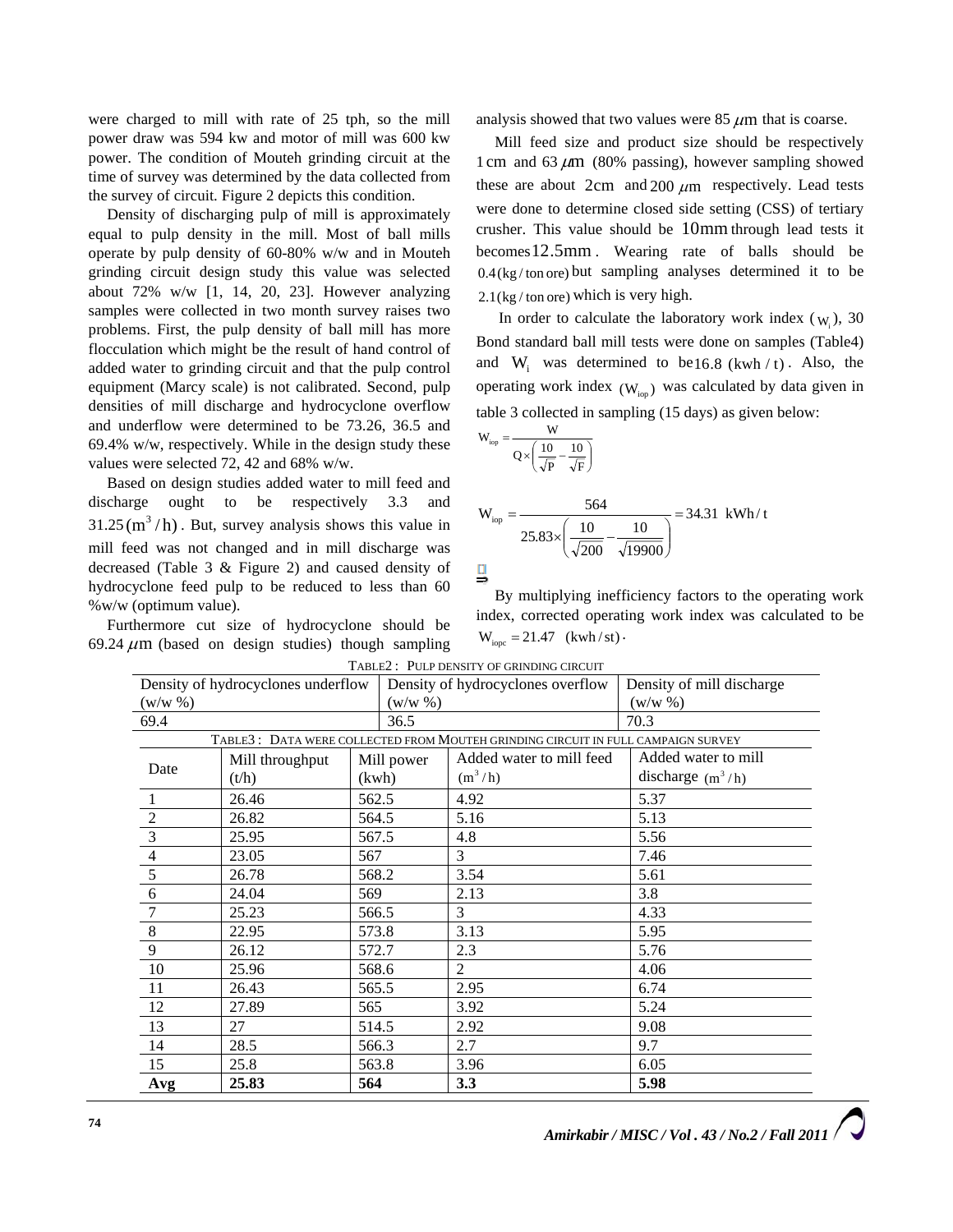were charged to mill with rate of 25 tph, so the mill power draw was 594 kw and motor of mill was 600 kw power. The condition of Mouteh grinding circuit at the time of survey was determined by the data collected from the survey of circuit. Figure 2 depicts this condition.

Density of discharging pulp of mill is approximately equal to pulp density in the mill. Most of ball mills operate by pulp density of 60-80% w/w and in Mouteh grinding circuit design study this value was selected about 72% w/w [1, 14, 20, 23]. However analyzing samples were collected in two month survey raises two problems. First, the pulp density of ball mill has more flocculation which might be the result of hand control of added water to grinding circuit and that the pulp control equipment (Marcy scale) is not calibrated. Second, pulp densities of mill discharge and hydrocyclone overflow and underflow were determined to be 73.26, 36.5 and 69.4% w/w, respectively. While in the design study these values were selected 72, 42 and 68% w/w.

Based on design studies added water to mill feed and discharge ought to be respectively 3.3 and $31.25 (m^3/h)$. But, survey analysis shows this value in mill feed was not changed and in mill discharge was decreased (Table 3 & Figure 2) and caused density of hydrocyclone feed pulp to be reduced to less than 60 %w/w (optimum value).

Furthermore cut size of hydrocyclone should be 69.24 $\mu m$ (based on design studies) though sampling analysis showed that two values were 85 $\mu m$ that is coarse.

Mill feed size and product size should be respectively 1 cm and 63 $\mu m$ (80% passing), however sampling showed these are about 2cm and 200 $\mu m$ respectively. Lead tests were done to determine closed side setting (CSS) of tertiary crusher. This value should be 10mm through lead tests it becomes 12.5mm. Wearing rate of balls should be $0.4 (kg/ton\ ore)$ but sampling analyses determined it to be $2.1 (kg/ton\ ore)$ which is very high.

In order to calculate the laboratory work index ($W_i$), 30 Bond standard ball mill tests were done on samples (Table4) and $W_i$ was determined to be $16.8\ (kwh/t)$. Also, the operating work index $(W_{iop})$ was calculated by data given in table 3 collected in sampling (15 days) as given below:

$$W_{iop} = \frac{W}{Q \times \left(\frac{10}{\sqrt{P}} - \frac{10}{\sqrt{F}}\right)}$$

$$W_{iop} = \frac{564}{25.83 \times \left(\frac{10}{\sqrt{200}} - \frac{10}{\sqrt{19900}}\right)} = 34.31\ \text{kWh/t}$$

By multiplying inefficiency factors to the operating work index, corrected operating work index was calculated to be $W_{iopc} = 21.47\ (kwh/st)$.

TABLE2 : PULP DENSITY OF GRINDING CIRCUIT

| Density of hydrocyclones underflow (w/w %) | Density of hydrocyclones overflow (w/w %) | Density of mill discharge (w/w %) |
|---|---|---|
| 69.4 | 36.5 | 70.3 |

TABLE3 : DATA WERE COLLECTED FROM MOUTEH GRINDING CIRCUIT IN FULL CAMPAIGN SURVEY

| Date | Mill throughput (t/h) | Mill power (kwh) | Added water to mill feed $(m^3/h)$ | Added water to mill discharge $(m^3/h)$ |
|---|---|---|---|---|
| 1 | 26.46 | 562.5 | 4.92 | 5.37 |
| 2 | 26.82 | 564.5 | 5.16 | 5.13 |
| 3 | 25.95 | 567.5 | 4.8 | 5.56 |
| 4 | 23.05 | 567 | 3 | 7.46 |
| 5 | 26.78 | 568.2 | 3.54 | 5.61 |
| 6 | 24.04 | 569 | 2.13 | 3.8 |
| 7 | 25.23 | 566.5 | 3 | 4.33 |
| 8 | 22.95 | 573.8 | 3.13 | 5.95 |
| 9 | 26.12 | 572.7 | 2.3 | 5.76 |
| 10 | 25.96 | 568.6 | 2 | 4.06 |
| 11 | 26.43 | 565.5 | 2.95 | 6.74 |
| 12 | 27.89 | 565 | 3.92 | 5.24 |
| 13 | 27 | 514.5 | 2.92 | 9.08 |
| 14 | 28.5 | 566.3 | 2.7 | 9.7 |
| 15 | 25.8 | 563.8 | 3.96 | 6.05 |
| **Avg** | **25.83** | **564** | **3.3** | **5.98** |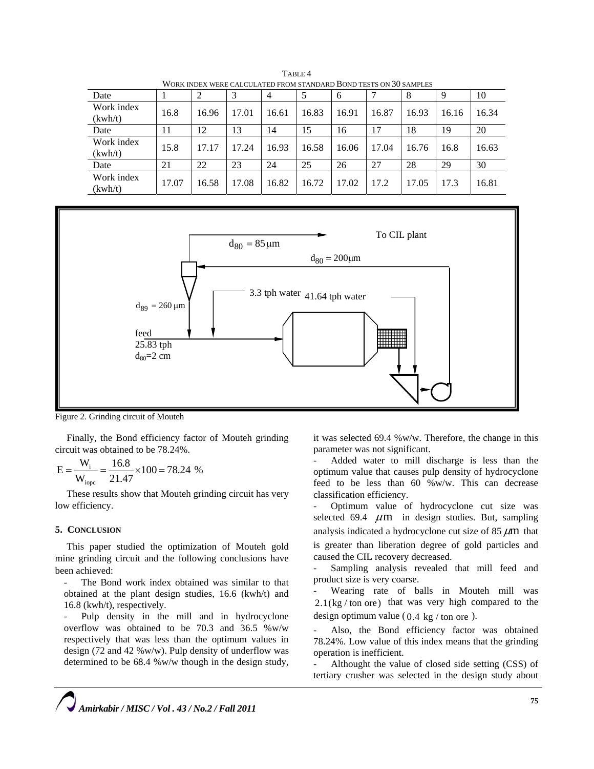TABLE 4

WORK INDEX WERE CALCULATED FROM STANDARD BOND TESTS ON 30 SAMPLES

| Date | 1 | 2 | 3 | 4 | 5 | 6 | 7 | 8 | 9 | 10 |
|---|---|---|---|---|---|---|---|---|---|---|
| Work index (kwh/t) | 16.8 | 16.96 | 17.01 | 16.61 | 16.83 | 16.91 | 16.87 | 16.93 | 16.16 | 16.34 |
| Date | 11 | 12 | 13 | 14 | 15 | 16 | 17 | 18 | 19 | 20 |
| Work index (kwh/t) | 15.8 | 17.17 | 17.24 | 16.93 | 16.58 | 16.06 | 17.04 | 16.76 | 16.8 | 16.63 |
| Date | 21 | 22 | 23 | 24 | 25 | 26 | 27 | 28 | 29 | 30 |
| Work index (kwh/t) | 17.07 | 16.58 | 17.08 | 16.82 | 16.72 | 17.02 | 17.2 | 17.05 | 17.3 | 16.81 |

Figure 2. Grinding circuit of Mouteh

Finally, the Bond efficiency factor of Mouteh grinding circuit was obtained to be 78.24%.

$$E = \frac{W_i}{W_{iopc}} = \frac{16.8}{21.47} \times 100 = 78.24\ \%$$

These results show that Mouteh grinding circuit has very low efficiency.

## 5. CONCLUSION

This paper studied the optimization of Mouteh gold mine grinding circuit and the following conclusions have been achieved:

- The Bond work index obtained was similar to that obtained at the plant design studies, 16.6 (kwh/t) and 16.8 (kwh/t), respectively.
- Pulp density in the mill and in hydrocyclone overflow was obtained to be 70.3 and 36.5 %w/w respectively that was less than the optimum values in design (72 and 42 %w/w). Pulp density of underflow was determined to be 68.4 %w/w though in the design study, it was selected 69.4 %w/w. Therefore, the change in this parameter was not significant.
- Added water to mill discharge is less than the optimum value that causes pulp density of hydrocyclone feed to be less than 60 %w/w. This can decrease classification efficiency.
- Optimum value of hydrocyclone cut size was selected 69.4 $\mu m$ in design studies. But, sampling analysis indicated a hydrocyclone cut size of 85 $\mu m$ that is greater than liberation degree of gold particles and caused the CIL recovery decreased.
- Sampling analysis revealed that mill feed and product size is very coarse.
- Wearing rate of balls in Mouteh mill was $2.1(\text{kg / ton ore})$ that was very high compared to the design optimum value ($0.4\ \text{kg / ton ore}$).
- Also, the Bond efficiency factor was obtained 78.24%. Low value of this index means that the grinding operation is inefficient.
- Althought the value of closed side setting (CSS) of tertiary crusher was selected in the design study about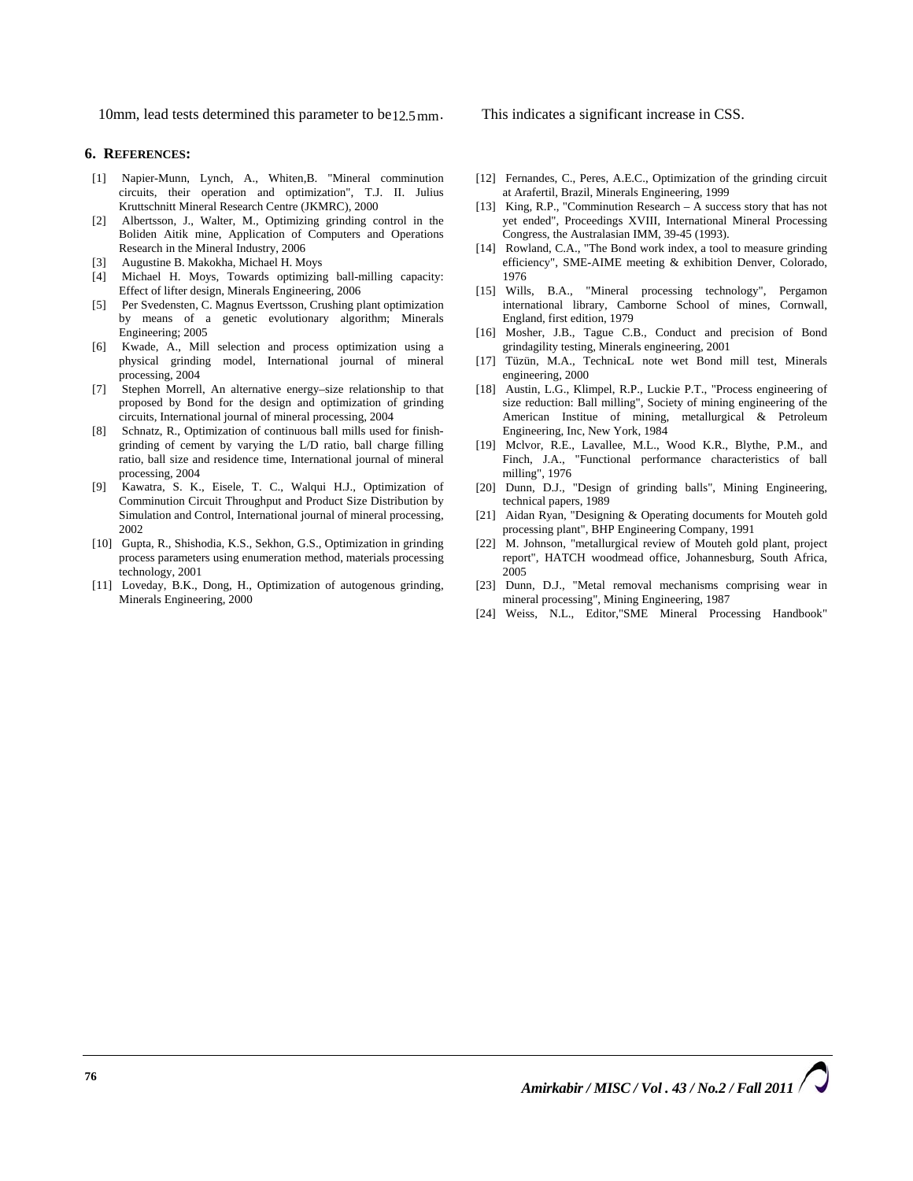10mm, lead tests determined this parameter to be $12.5\,mm$. This indicates a significant increase in CSS.

## 6. REFERENCES:

[1] Napier-Munn, Lynch, A., Whiten,B. "Mineral comminution circuits, their operation and optimization", T.J. II. Julius Kruttschnitt Mineral Research Centre (JKMRC), 2000

[2] Albertsson, J., Walter, M., Optimizing grinding control in the Boliden Aitik mine, Application of Computers and Operations Research in the Mineral Industry, 2006

[3] Augustine B. Makokha, Michael H. Moys

[4] Michael H. Moys, Towards optimizing ball-milling capacity: Effect of lifter design, Minerals Engineering, 2006

[5] Per Svedensten, C. Magnus Evertsson, Crushing plant optimization by means of a genetic evolutionary algorithm; Minerals Engineering; 2005

[6] Kwade, A., Mill selection and process optimization using a physical grinding model, International journal of mineral processing, 2004

[7] Stephen Morrell, An alternative energy–size relationship to that proposed by Bond for the design and optimization of grinding circuits, International journal of mineral processing, 2004

[8] Schnatz, R., Optimization of continuous ball mills used for finish-grinding of cement by varying the L/D ratio, ball charge filling ratio, ball size and residence time, International journal of mineral processing, 2004

[9] Kawatra, S. K., Eisele, T. C., Walqui H.J., Optimization of Comminution Circuit Throughput and Product Size Distribution by Simulation and Control, International journal of mineral processing, 2002

[10] Gupta, R., Shishodia, K.S., Sekhon, G.S., Optimization in grinding process parameters using enumeration method, materials processing technology, 2001

[11] Loveday, B.K., Dong, H., Optimization of autogenous grinding, Minerals Engineering, 2000

[12] Fernandes, C., Peres, A.E.C., Optimization of the grinding circuit at Arafertil, Brazil, Minerals Engineering, 1999

[13] King, R.P., "Comminution Research – A success story that has not yet ended", Proceedings XVIII, International Mineral Processing Congress, the Australasian IMM, 39-45 (1993).

[14] Rowland, C.A., "The Bond work index, a tool to measure grinding efficiency", SME-AIME meeting & exhibition Denver, Colorado, 1976

[15] Wills, B.A., "Mineral processing technology", Pergamon international library, Camborne School of mines, Cornwall, England, first edition, 1979

[16] Mosher, J.B., Tague C.B., Conduct and precision of Bond grindagility testing, Minerals engineering, 2001

[17] Tüzün, M.A., TechnicaL note wet Bond mill test, Minerals engineering, 2000

[18] Austin, L.G., Klimpel, R.P., Luckie P.T., "Process engineering of size reduction: Ball milling", Society of mining engineering of the American Institue of mining, metallurgical & Petroleum Engineering, Inc, New York, 1984

[19] Mclvor, R.E., Lavallee, M.L., Wood K.R., Blythe, P.M., and Finch, J.A., "Functional performance characteristics of ball milling", 1976

[20] Dunn, D.J., "Design of grinding balls", Mining Engineering, technical papers, 1989

[21] Aidan Ryan, "Designing & Operating documents for Mouteh gold processing plant", BHP Engineering Company, 1991

[22] M. Johnson, "metallurgical review of Mouteh gold plant, project report", HATCH woodmead office, Johannesburg, South Africa, 2005

[23] Dunn, D.J., "Metal removal mechanisms comprising wear in mineral processing", Mining Engineering, 1987

[24] Weiss, N.L., Editor,"SME Mineral Processing Handbook"